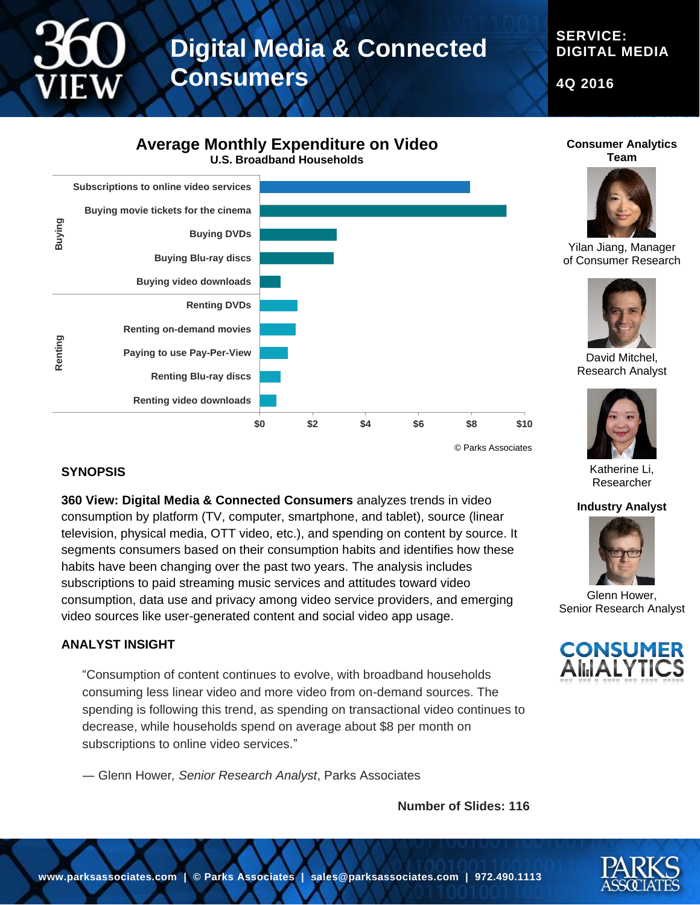# Digital Media & Connected Consumers

**SERVICE: DIGITAL MEDIA**

**4Q 2016**

## Average Monthly Expenditure on Video

**U.S. Broadband Households**

| Category | Item |
|---|---|
| Buying | Subscriptions to online video services |
| Buying | Buying movie tickets for the cinema |
| Buying | Buying DVDs |
| Buying | Buying Blu-ray discs |
| Buying | Buying video downloads |
| Renting | Renting DVDs |
| Renting | Renting on-demand movies |
| Renting | Paying to use Pay-Per-View |
| Renting | Renting Blu-ray discs |
| Renting | Renting video downloads |

$0 $2 $4 $6 $8 $10

© Parks Associates

### SYNOPSIS

**360 View: Digital Media & Connected Consumers** analyzes trends in video consumption by platform (TV, computer, smartphone, and tablet), source (linear television, physical media, OTT video, etc.), and spending on content by source. It segments consumers based on their consumption habits and identifies how these habits have been changing over the past two years. The analysis includes subscriptions to paid streaming music services and attitudes toward video consumption, data use and privacy among video service providers, and emerging video sources like user-generated content and social video app usage.

### ANALYST INSIGHT

> "Consumption of content continues to evolve, with broadband households consuming less linear video and more video from on-demand sources. The spending is following this trend, as spending on transactional video continues to decrease, while households spend on average about $8 per month on subscriptions to online video services."
>
> — Glenn Hower, *Senior Research Analyst*, Parks Associates

**Number of Slides: 116**

**Consumer Analytics Team**

Yilan Jiang, Manager of Consumer Research

David Mitchel, Research Analyst

Katherine Li, Researcher

**Industry Analyst**

Glenn Hower, Senior Research Analyst

www.parksassociates.com | © Parks Associates | sales@parksassociates.com | 972.490.1113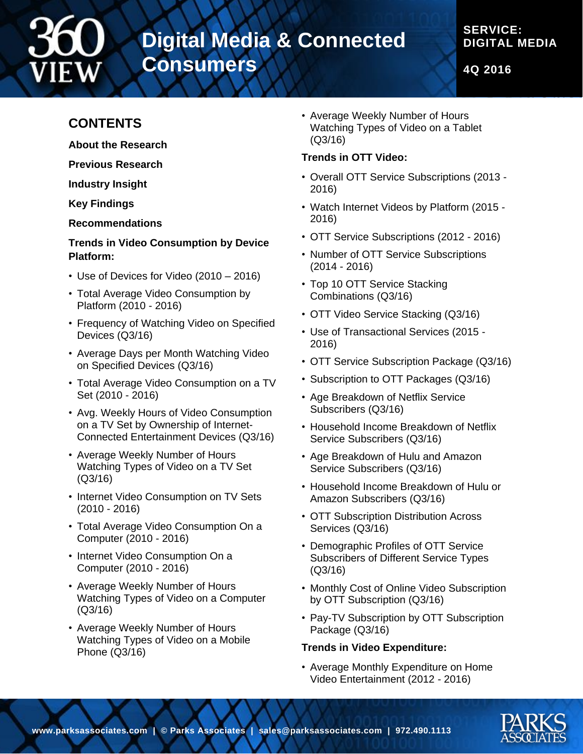## CONTENTS

**About the Research**

**Previous Research**

**Industry Insight**

**Key Findings**

**Recommendations**

**Trends in Video Consumption by Device Platform:**

- Use of Devices for Video (2010 – 2016)
- Total Average Video Consumption by Platform (2010 - 2016)
- Frequency of Watching Video on Specified Devices (Q3/16)
- Average Days per Month Watching Video on Specified Devices (Q3/16)
- Total Average Video Consumption on a TV Set (2010 - 2016)
- Avg. Weekly Hours of Video Consumption on a TV Set by Ownership of Internet-Connected Entertainment Devices (Q3/16)
- Average Weekly Number of Hours Watching Types of Video on a TV Set (Q3/16)
- Internet Video Consumption on TV Sets (2010 - 2016)
- Total Average Video Consumption On a Computer (2010 - 2016)
- Internet Video Consumption On a Computer (2010 - 2016)
- Average Weekly Number of Hours Watching Types of Video on a Computer (Q3/16)
- Average Weekly Number of Hours Watching Types of Video on a Mobile Phone (Q3/16)
- Average Weekly Number of Hours Watching Types of Video on a Tablet (Q3/16)

**Trends in OTT Video:**

- Overall OTT Service Subscriptions (2013 - 2016)
- Watch Internet Videos by Platform (2015 - 2016)
- OTT Service Subscriptions (2012 - 2016)
- Number of OTT Service Subscriptions (2014 - 2016)
- Top 10 OTT Service Stacking Combinations (Q3/16)
- OTT Video Service Stacking (Q3/16)
- Use of Transactional Services (2015 - 2016)
- OTT Service Subscription Package (Q3/16)
- Subscription to OTT Packages (Q3/16)
- Age Breakdown of Netflix Service Subscribers (Q3/16)
- Household Income Breakdown of Netflix Service Subscribers (Q3/16)
- Age Breakdown of Hulu and Amazon Service Subscribers (Q3/16)
- Household Income Breakdown of Hulu or Amazon Subscribers (Q3/16)
- OTT Subscription Distribution Across Services (Q3/16)
- Demographic Profiles of OTT Service Subscribers of Different Service Types (Q3/16)
- Monthly Cost of Online Video Subscription by OTT Subscription (Q3/16)
- Pay-TV Subscription by OTT Subscription Package (Q3/16)

**Trends in Video Expenditure:**

- Average Monthly Expenditure on Home Video Entertainment (2012 - 2016)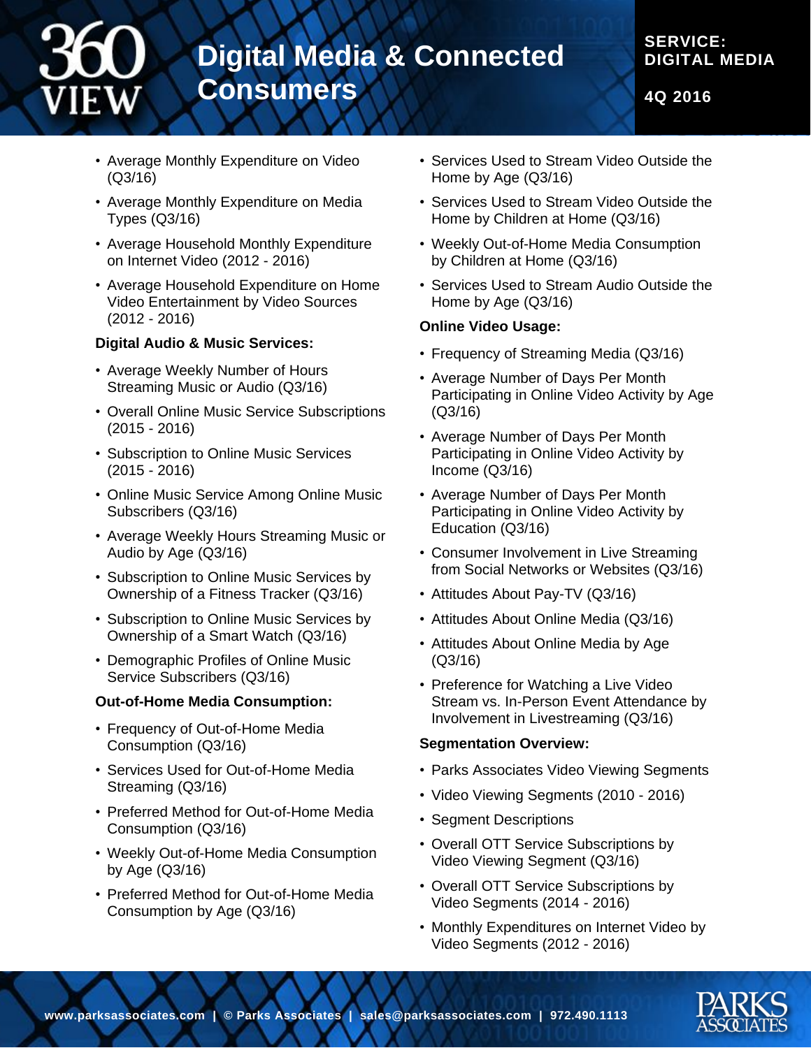- Average Monthly Expenditure on Video (Q3/16)
- Average Monthly Expenditure on Media Types (Q3/16)
- Average Household Monthly Expenditure on Internet Video (2012 - 2016)
- Average Household Expenditure on Home Video Entertainment by Video Sources (2012 - 2016)

**Digital Audio & Music Services:**

- Average Weekly Number of Hours Streaming Music or Audio (Q3/16)
- Overall Online Music Service Subscriptions (2015 - 2016)
- Subscription to Online Music Services (2015 - 2016)
- Online Music Service Among Online Music Subscribers (Q3/16)
- Average Weekly Hours Streaming Music or Audio by Age (Q3/16)
- Subscription to Online Music Services by Ownership of a Fitness Tracker (Q3/16)
- Subscription to Online Music Services by Ownership of a Smart Watch (Q3/16)
- Demographic Profiles of Online Music Service Subscribers (Q3/16)

**Out-of-Home Media Consumption:**

- Frequency of Out-of-Home Media Consumption (Q3/16)
- Services Used for Out-of-Home Media Streaming (Q3/16)
- Preferred Method for Out-of-Home Media Consumption (Q3/16)
- Weekly Out-of-Home Media Consumption by Age (Q3/16)
- Preferred Method for Out-of-Home Media Consumption by Age (Q3/16)
- Services Used to Stream Video Outside the Home by Age (Q3/16)
- Services Used to Stream Video Outside the Home by Children at Home (Q3/16)
- Weekly Out-of-Home Media Consumption by Children at Home (Q3/16)
- Services Used to Stream Audio Outside the Home by Age (Q3/16)

**Online Video Usage:**

- Frequency of Streaming Media (Q3/16)
- Average Number of Days Per Month Participating in Online Video Activity by Age (Q3/16)
- Average Number of Days Per Month Participating in Online Video Activity by Income (Q3/16)
- Average Number of Days Per Month Participating in Online Video Activity by Education (Q3/16)
- Consumer Involvement in Live Streaming from Social Networks or Websites (Q3/16)
- Attitudes About Pay-TV (Q3/16)
- Attitudes About Online Media (Q3/16)
- Attitudes About Online Media by Age (Q3/16)
- Preference for Watching a Live Video Stream vs. In-Person Event Attendance by Involvement in Livestreaming (Q3/16)

**Segmentation Overview:**

- Parks Associates Video Viewing Segments
- Video Viewing Segments (2010 - 2016)
- Segment Descriptions
- Overall OTT Service Subscriptions by Video Viewing Segment (Q3/16)
- Overall OTT Service Subscriptions by Video Segments (2014 - 2016)
- Monthly Expenditures on Internet Video by Video Segments (2012 - 2016)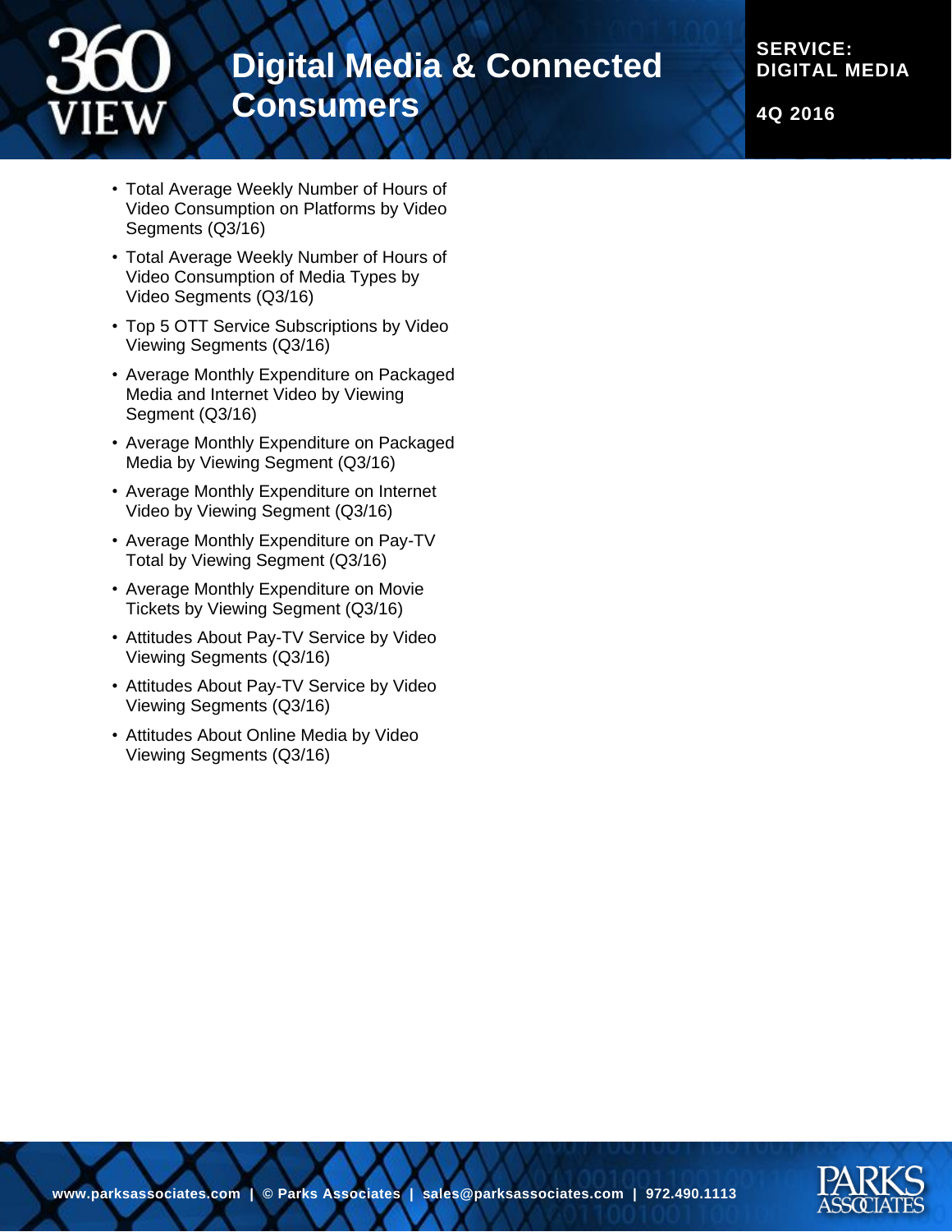- Total Average Weekly Number of Hours of Video Consumption on Platforms by Video Segments (Q3/16)
- Total Average Weekly Number of Hours of Video Consumption of Media Types by Video Segments (Q3/16)
- Top 5 OTT Service Subscriptions by Video Viewing Segments (Q3/16)
- Average Monthly Expenditure on Packaged Media and Internet Video by Viewing Segment (Q3/16)
- Average Monthly Expenditure on Packaged Media by Viewing Segment (Q3/16)
- Average Monthly Expenditure on Internet Video by Viewing Segment (Q3/16)
- Average Monthly Expenditure on Pay-TV Total by Viewing Segment (Q3/16)
- Average Monthly Expenditure on Movie Tickets by Viewing Segment (Q3/16)
- Attitudes About Pay-TV Service by Video Viewing Segments (Q3/16)
- Attitudes About Pay-TV Service by Video Viewing Segments (Q3/16)
- Attitudes About Online Media by Video Viewing Segments (Q3/16)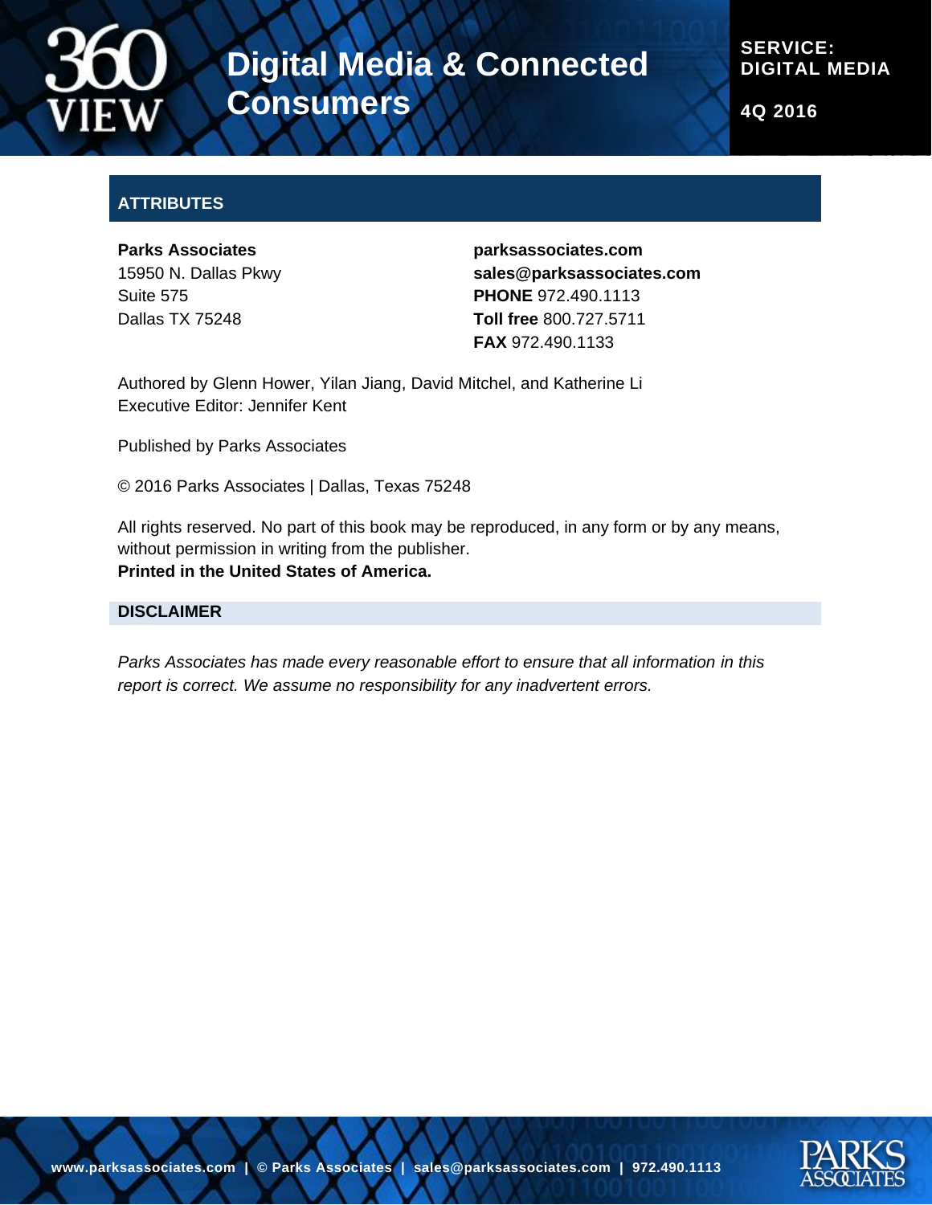# Digital Media & Connected Consumers

**SERVICE: DIGITAL MEDIA**

**4Q 2016**

## ATTRIBUTES

**Parks Associates**
15950 N. Dallas Pkwy
Suite 575
Dallas TX 75248

**parksassociates.com**
**sales@parksassociates.com**
**PHONE** 972.490.1113
**Toll free** 800.727.5711
**FAX** 972.490.1133

Authored by Glenn Hower, Yilan Jiang, David Mitchel, and Katherine Li
Executive Editor: Jennifer Kent

Published by Parks Associates

© 2016 Parks Associates | Dallas, Texas 75248

All rights reserved. No part of this book may be reproduced, in any form or by any means, without permission in writing from the publisher.
**Printed in the United States of America.**

## DISCLAIMER

*Parks Associates has made every reasonable effort to ensure that all information in this report is correct. We assume no responsibility for any inadvertent errors.*